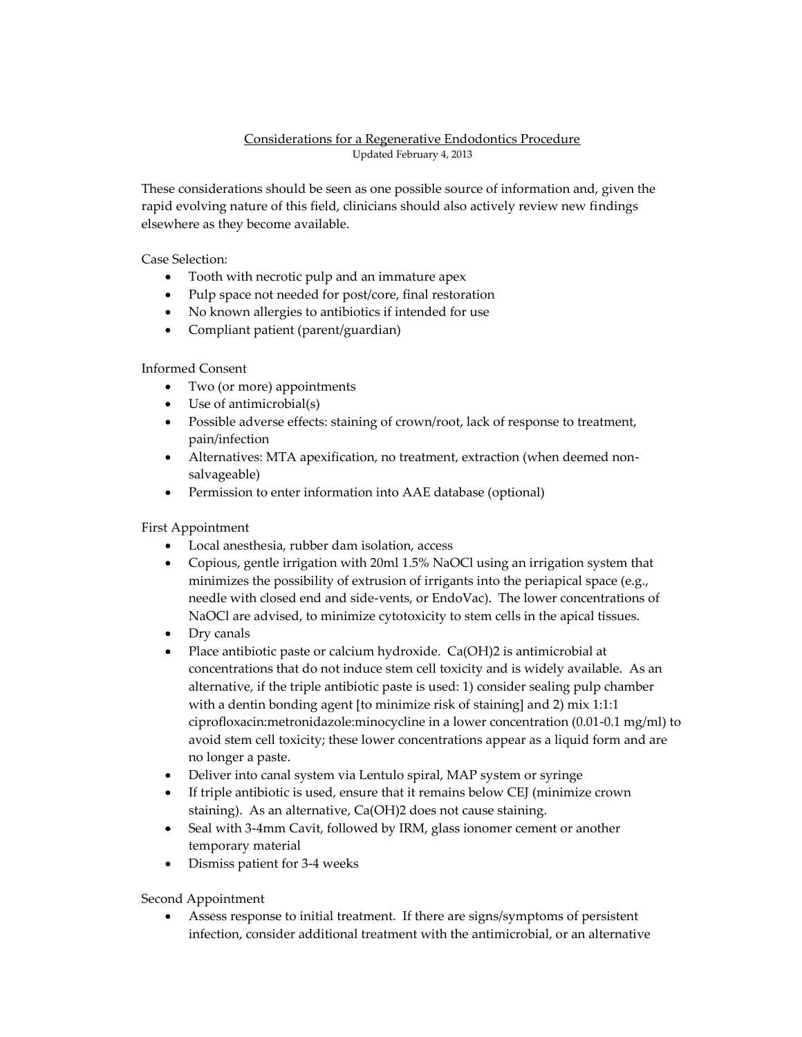# Considerations for a Regenerative Endodontics Procedure

Updated February 4, 2013

These considerations should be seen as one possible source of information and, given the rapid evolving nature of this field, clinicians should also actively review new findings elsewhere as they become available.

Case Selection:

- Tooth with necrotic pulp and an immature apex
- Pulp space not needed for post/core, final restoration
- No known allergies to antibiotics if intended for use
- Compliant patient (parent/guardian)

Informed Consent

- Two (or more) appointments
- Use of antimicrobial(s)
- Possible adverse effects: staining of crown/root, lack of response to treatment, pain/infection
- Alternatives: MTA apexification, no treatment, extraction (when deemed non-salvageable)
- Permission to enter information into AAE database (optional)

First Appointment

- Local anesthesia, rubber dam isolation, access
- Copious, gentle irrigation with 20ml 1.5% NaOCl using an irrigation system that minimizes the possibility of extrusion of irrigants into the periapical space (e.g., needle with closed end and side-vents, or EndoVac). The lower concentrations of NaOCl are advised, to minimize cytotoxicity to stem cells in the apical tissues.
- Dry canals
- Place antibiotic paste or calcium hydroxide. $Ca(OH)_2$ is antimicrobial at concentrations that do not induce stem cell toxicity and is widely available. As an alternative, if the triple antibiotic paste is used: 1) consider sealing pulp chamber with a dentin bonding agent [to minimize risk of staining] and 2) mix 1:1:1 ciprofloxacin:metronidazole:minocycline in a lower concentration (0.01-0.1 mg/ml) to avoid stem cell toxicity; these lower concentrations appear as a liquid form and are no longer a paste.
- Deliver into canal system via Lentulo spiral, MAP system or syringe
- If triple antibiotic is used, ensure that it remains below CEJ (minimize crown staining). As an alternative, $Ca(OH)_2$ does not cause staining.
- Seal with 3-4mm Cavit, followed by IRM, glass ionomer cement or another temporary material
- Dismiss patient for 3-4 weeks

Second Appointment

- Assess response to initial treatment. If there are signs/symptoms of persistent infection, consider additional treatment with the antimicrobial, or an alternative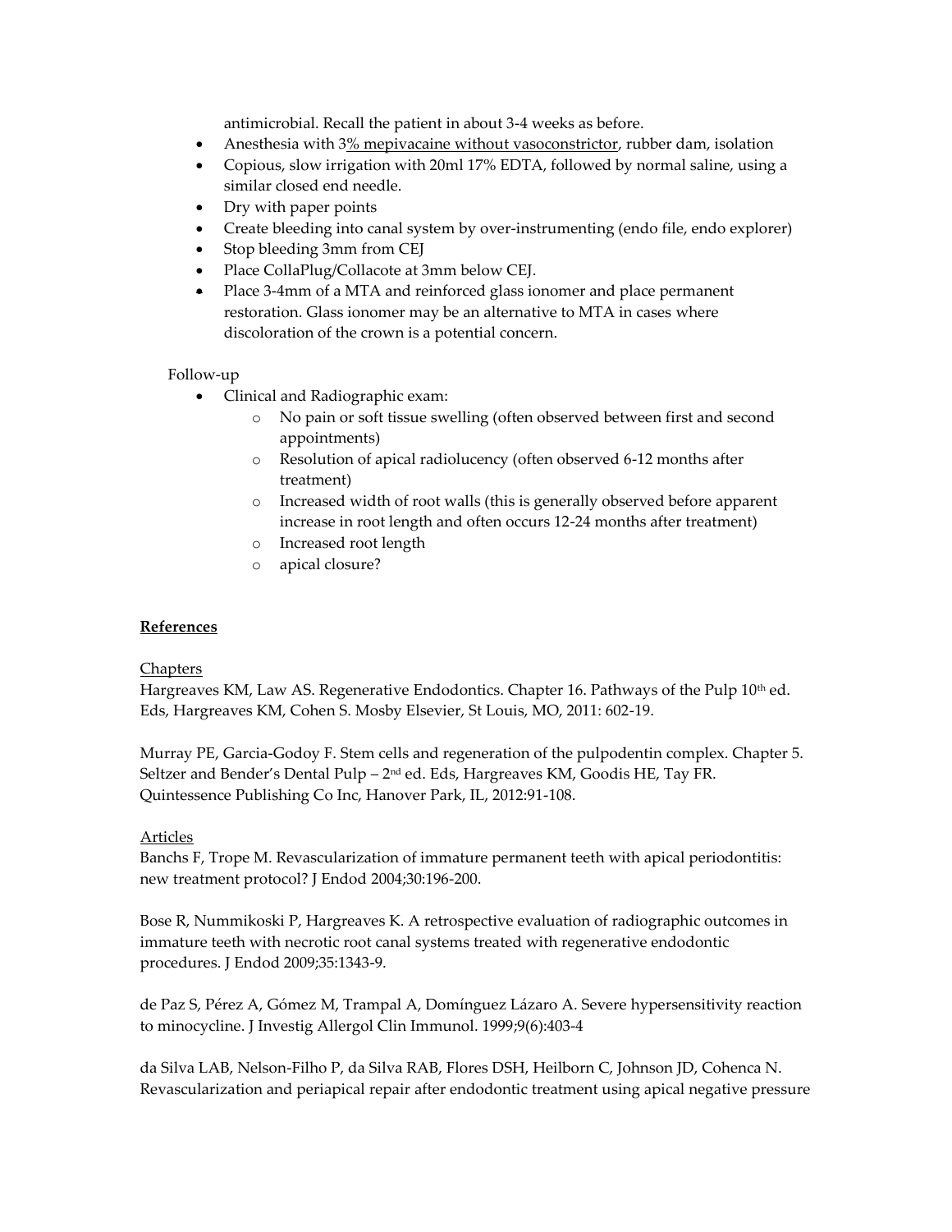antimicrobial. Recall the patient in about 3-4 weeks as before.

- Anesthesia with 3% mepivacaine without vasoconstrictor, rubber dam, isolation
- Copious, slow irrigation with 20ml 17% EDTA, followed by normal saline, using a similar closed end needle.
- Dry with paper points
- Create bleeding into canal system by over-instrumenting (endo file, endo explorer)
- Stop bleeding 3mm from CEJ
- Place CollaPlug/Collacote at 3mm below CEJ.
- Place 3-4mm of a MTA and reinforced glass ionomer and place permanent restoration. Glass ionomer may be an alternative to MTA in cases where discoloration of the crown is a potential concern.

Follow-up

- Clinical and Radiographic exam:
  - No pain or soft tissue swelling (often observed between first and second appointments)
  - Resolution of apical radiolucency (often observed 6-12 months after treatment)
  - Increased width of root walls (this is generally observed before apparent increase in root length and often occurs 12-24 months after treatment)
  - Increased root length
  - apical closure?

## References

Chapters

Hargreaves KM, Law AS. Regenerative Endodontics. Chapter 16. Pathways of the Pulp 10th ed. Eds, Hargreaves KM, Cohen S. Mosby Elsevier, St Louis, MO, 2011: 602-19.

Murray PE, Garcia-Godoy F. Stem cells and regeneration of the pulpodentin complex. Chapter 5. Seltzer and Bender's Dental Pulp – 2nd ed. Eds, Hargreaves KM, Goodis HE, Tay FR. Quintessence Publishing Co Inc, Hanover Park, IL, 2012:91-108.

Articles

Banchs F, Trope M. Revascularization of immature permanent teeth with apical periodontitis: new treatment protocol? J Endod 2004;30:196-200.

Bose R, Nummikoski P, Hargreaves K. A retrospective evaluation of radiographic outcomes in immature teeth with necrotic root canal systems treated with regenerative endodontic procedures. J Endod 2009;35:1343-9.

de Paz S, Pérez A, Gómez M, Trampal A, Domínguez Lázaro A. Severe hypersensitivity reaction to minocycline. J Investig Allergol Clin Immunol. 1999;9(6):403-4

da Silva LAB, Nelson-Filho P, da Silva RAB, Flores DSH, Heilborn C, Johnson JD, Cohenca N. Revascularization and periapical repair after endodontic treatment using apical negative pressure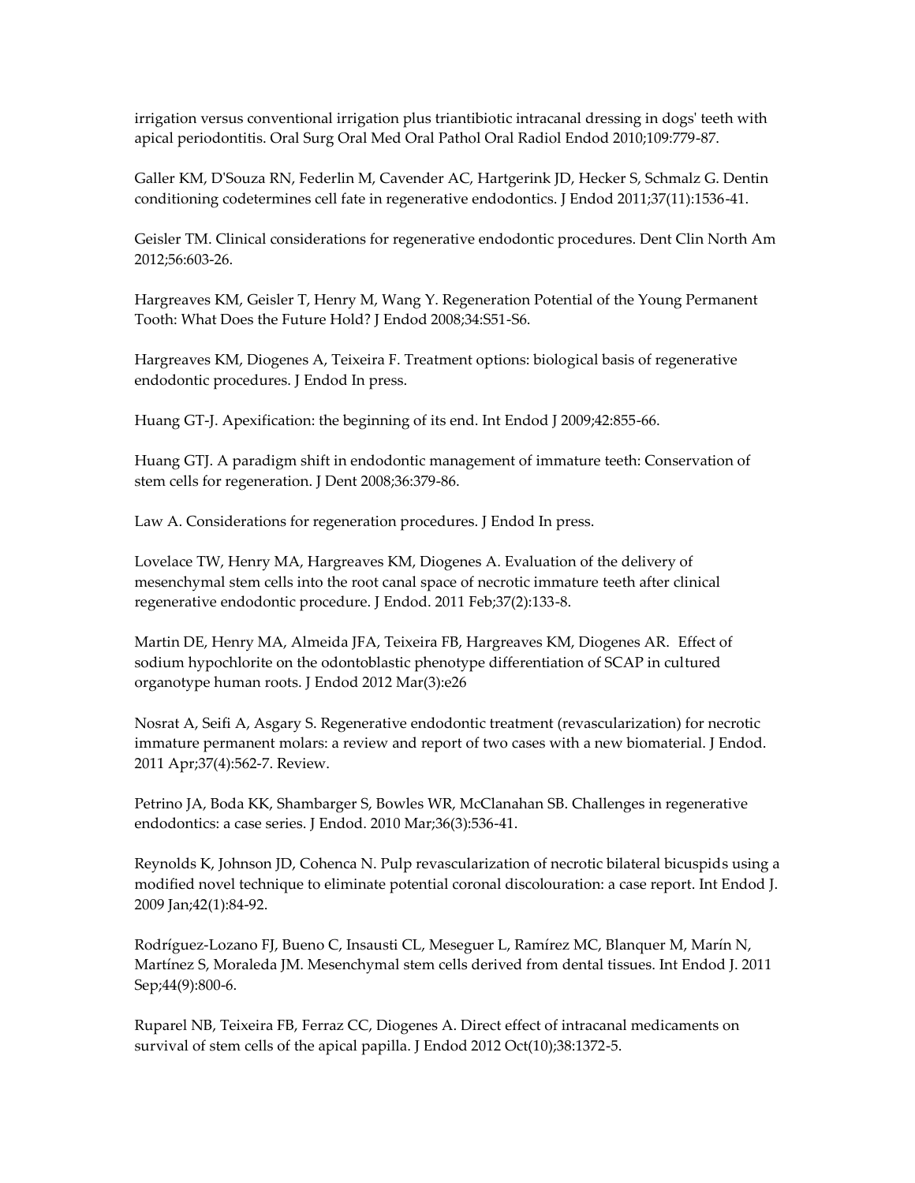irrigation versus conventional irrigation plus triantibiotic intracanal dressing in dogs' teeth with apical periodontitis. Oral Surg Oral Med Oral Pathol Oral Radiol Endod 2010;109:779-87.

Galler KM, D'Souza RN, Federlin M, Cavender AC, Hartgerink JD, Hecker S, Schmalz G. Dentin conditioning codetermines cell fate in regenerative endodontics. J Endod 2011;37(11):1536-41.

Geisler TM. Clinical considerations for regenerative endodontic procedures. Dent Clin North Am 2012;56:603-26.

Hargreaves KM, Geisler T, Henry M, Wang Y. Regeneration Potential of the Young Permanent Tooth: What Does the Future Hold? J Endod 2008;34:S51-S6.

Hargreaves KM, Diogenes A, Teixeira F. Treatment options: biological basis of regenerative endodontic procedures. J Endod In press.

Huang GT-J. Apexification: the beginning of its end. Int Endod J 2009;42:855-66.

Huang GTJ. A paradigm shift in endodontic management of immature teeth: Conservation of stem cells for regeneration. J Dent 2008;36:379-86.

Law A. Considerations for regeneration procedures. J Endod In press.

Lovelace TW, Henry MA, Hargreaves KM, Diogenes A. Evaluation of the delivery of mesenchymal stem cells into the root canal space of necrotic immature teeth after clinical regenerative endodontic procedure. J Endod. 2011 Feb;37(2):133-8.

Martin DE, Henry MA, Almeida JFA, Teixeira FB, Hargreaves KM, Diogenes AR. Effect of sodium hypochlorite on the odontoblastic phenotype differentiation of SCAP in cultured organotype human roots. J Endod 2012 Mar(3):e26

Nosrat A, Seifi A, Asgary S. Regenerative endodontic treatment (revascularization) for necrotic immature permanent molars: a review and report of two cases with a new biomaterial. J Endod. 2011 Apr;37(4):562-7. Review.

Petrino JA, Boda KK, Shambarger S, Bowles WR, McClanahan SB. Challenges in regenerative endodontics: a case series. J Endod. 2010 Mar;36(3):536-41.

Reynolds K, Johnson JD, Cohenca N. Pulp revascularization of necrotic bilateral bicuspids using a modified novel technique to eliminate potential coronal discolouration: a case report. Int Endod J. 2009 Jan;42(1):84-92.

Rodríguez-Lozano FJ, Bueno C, Insausti CL, Meseguer L, Ramírez MC, Blanquer M, Marín N, Martínez S, Moraleda JM. Mesenchymal stem cells derived from dental tissues. Int Endod J. 2011 Sep;44(9):800-6.

Ruparel NB, Teixeira FB, Ferraz CC, Diogenes A. Direct effect of intracanal medicaments on survival of stem cells of the apical papilla. J Endod 2012 Oct(10);38:1372-5.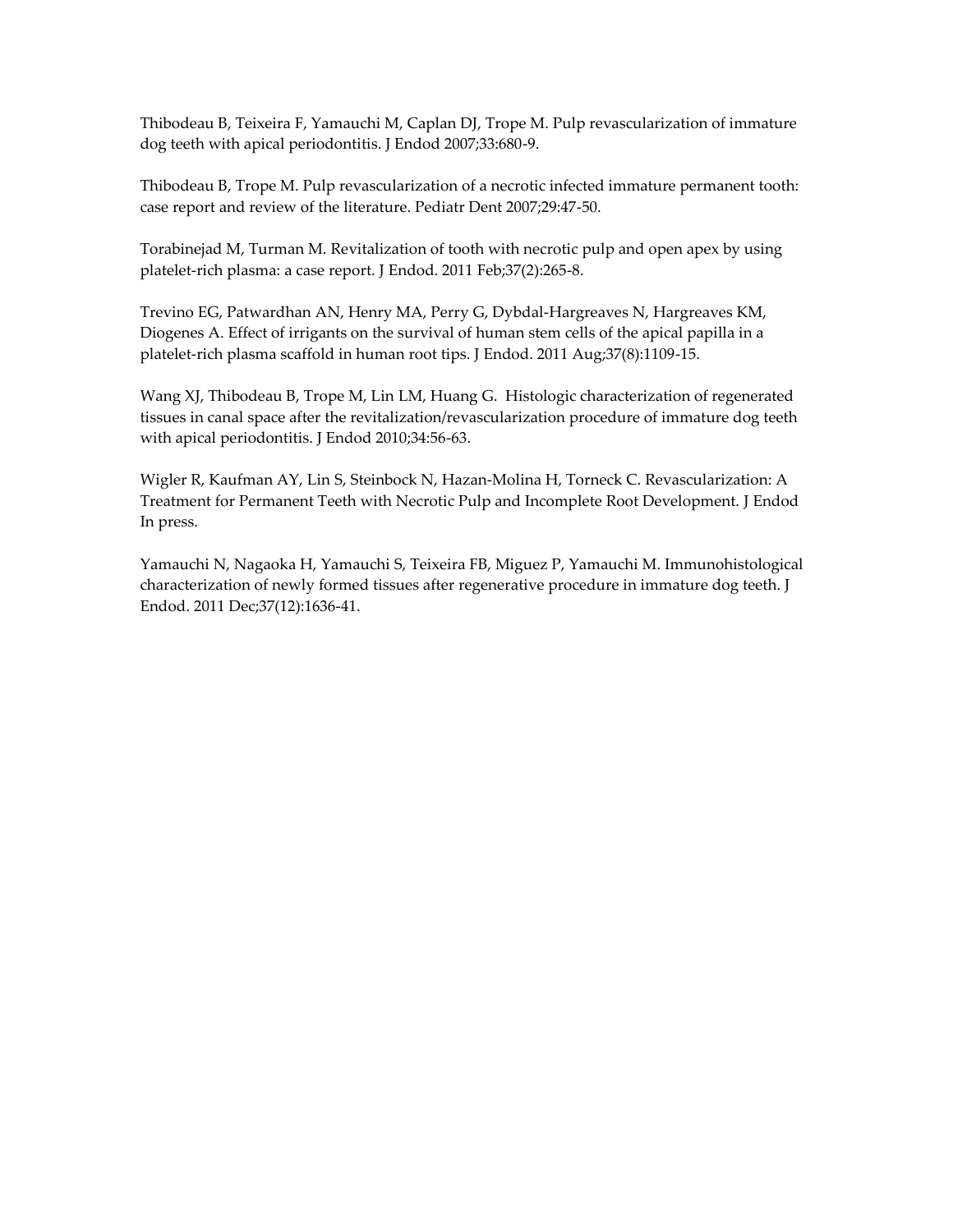Thibodeau B, Teixeira F, Yamauchi M, Caplan DJ, Trope M. Pulp revascularization of immature dog teeth with apical periodontitis. J Endod 2007;33:680-9.

Thibodeau B, Trope M. Pulp revascularization of a necrotic infected immature permanent tooth: case report and review of the literature. Pediatr Dent 2007;29:47-50.

Torabinejad M, Turman M. Revitalization of tooth with necrotic pulp and open apex by using platelet-rich plasma: a case report. J Endod. 2011 Feb;37(2):265-8.

Trevino EG, Patwardhan AN, Henry MA, Perry G, Dybdal-Hargreaves N, Hargreaves KM, Diogenes A. Effect of irrigants on the survival of human stem cells of the apical papilla in a platelet-rich plasma scaffold in human root tips. J Endod. 2011 Aug;37(8):1109-15.

Wang XJ, Thibodeau B, Trope M, Lin LM, Huang G. Histologic characterization of regenerated tissues in canal space after the revitalization/revascularization procedure of immature dog teeth with apical periodontitis. J Endod 2010;34:56-63.

Wigler R, Kaufman AY, Lin S, Steinbock N, Hazan-Molina H, Torneck C. Revascularization: A Treatment for Permanent Teeth with Necrotic Pulp and Incomplete Root Development. J Endod In press.

Yamauchi N, Nagaoka H, Yamauchi S, Teixeira FB, Miguez P, Yamauchi M. Immunohistological characterization of newly formed tissues after regenerative procedure in immature dog teeth. J Endod. 2011 Dec;37(12):1636-41.